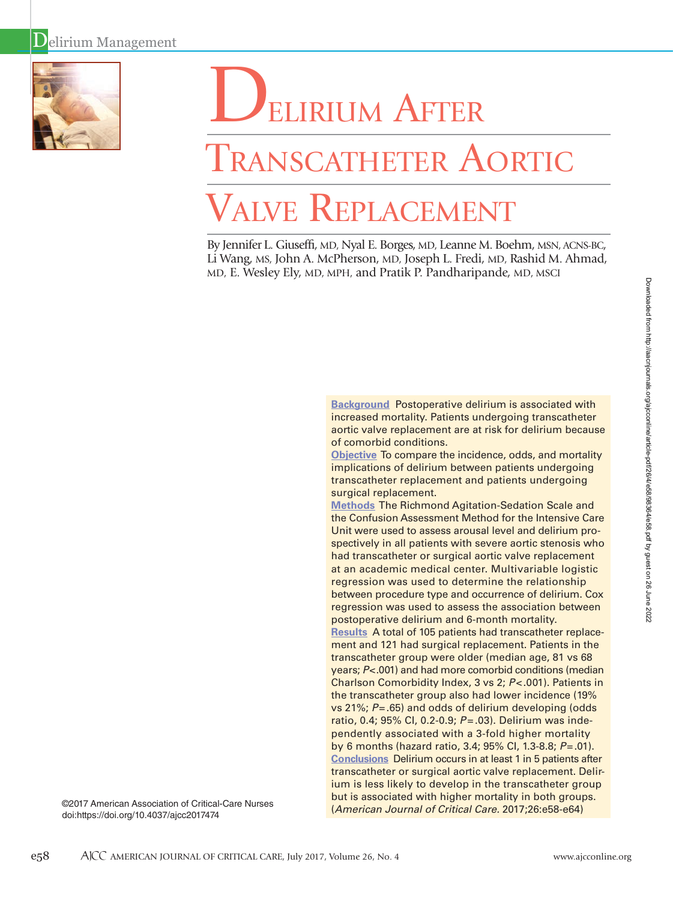# Delirium After Transcatheter Aortic Valve Replacement

By Jennifer L. Giuseffi, MD, Nyal E. Borges, MD, Leanne M. Boehm, MSN, ACNS-BC, Li Wang, MS, John A. McPherson, MD, Joseph L. Fredi, MD, Rashid M. Ahmad, MD, E. Wesley Ely, MD, MPH, and Pratik P. Pandharipande, MD, MSCI

**Background** Postoperative delirium is associated with increased mortality. Patients undergoing transcatheter aortic valve replacement are at risk for delirium because of comorbid conditions.

**Objective** To compare the incidence, odds, and mortality implications of delirium between patients undergoing transcatheter replacement and patients undergoing surgical replacement.

**Methods** The Richmond Agitation-Sedation Scale and the Confusion Assessment Method for the Intensive Care Unit were used to assess arousal level and delirium prospectively in all patients with severe aortic stenosis who had transcatheter or surgical aortic valve replacement at an academic medical center. Multivariable logistic regression was used to determine the relationship between procedure type and occurrence of delirium. Cox regression was used to assess the association between postoperative delirium and 6-month mortality.

**Results** A total of 105 patients had transcatheter replacement and 121 had surgical replacement. Patients in the transcatheter group were older (median age, 81 vs 68 years; $P<.001$) and had more comorbid conditions (median Charlson Comorbidity Index, 3 vs 2; $P<.001$). Patients in the transcatheter group also had lower incidence (19% vs 21%; $P=.65$) and odds of delirium developing (odds ratio, 0.4; 95% CI, 0.2-0.9; $P=.03$). Delirium was independently associated with a 3-fold higher mortality by 6 months (hazard ratio, 3.4; 95% CI, 1.3-8.8; $P=.01$).

**Conclusions** Delirium occurs in at least 1 in 5 patients after transcatheter or surgical aortic valve replacement. Delirium is less likely to develop in the transcatheter group but is associated with higher mortality in both groups. (*American Journal of Critical Care.* 2017;26:e58-e64)

©2017 American Association of Critical-Care Nurses
doi:https://doi.org/10.4037/ajcc2017474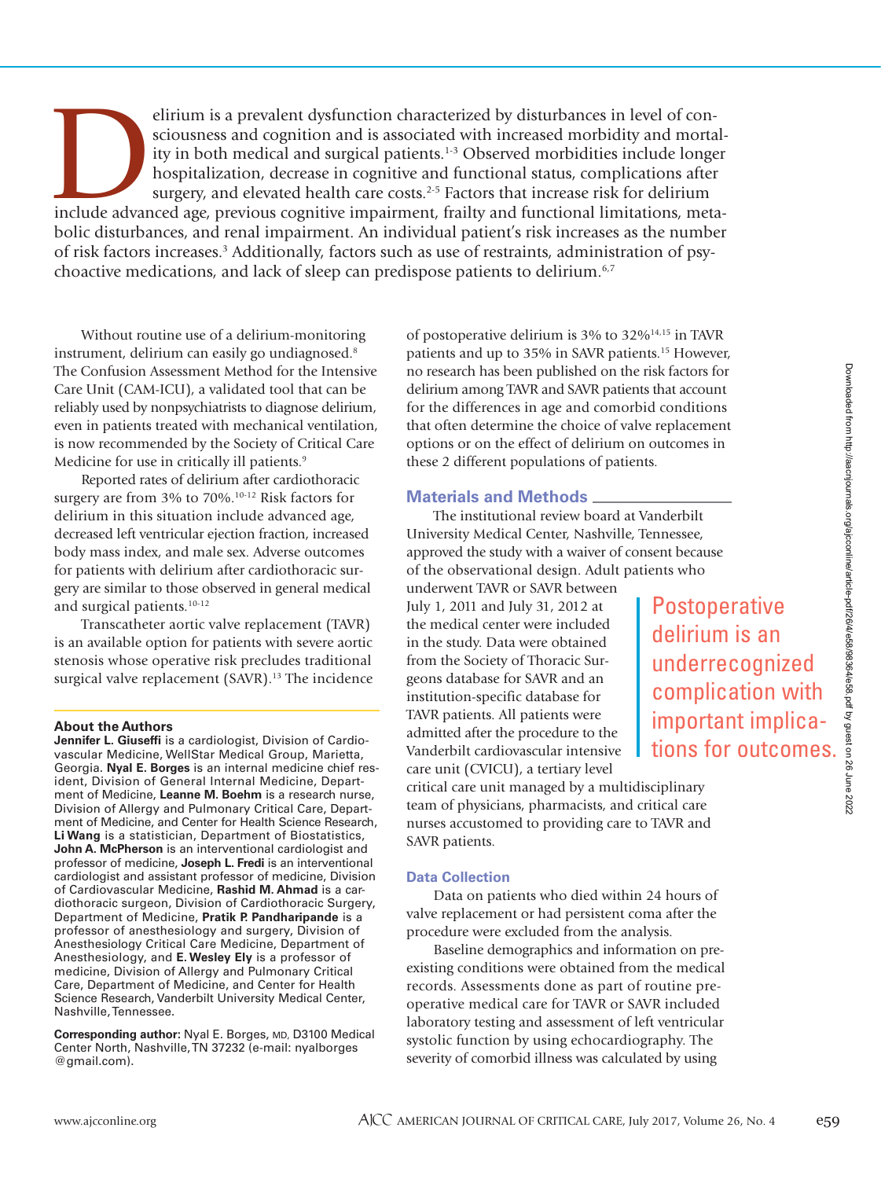Delirium is a prevalent dysfunction characterized by disturbances in level of consciousness and cognition and is associated with increased morbidity and mortality in both medical and surgical patients.[1-3] Observed morbidities include longer hospitalization, decrease in cognitive and functional status, complications after surgery, and elevated health care costs.[2-5] Factors that increase risk for delirium include advanced age, previous cognitive impairment, frailty and functional limitations, metabolic disturbances, and renal impairment. An individual patient's risk increases as the number of risk factors increases.[3] Additionally, factors such as use of restraints, administration of psychoactive medications, and lack of sleep can predispose patients to delirium.[6,7]

Without routine use of a delirium-monitoring instrument, delirium can easily go undiagnosed.[8] The Confusion Assessment Method for the Intensive Care Unit (CAM-ICU), a validated tool that can be reliably used by nonpsychiatrists to diagnose delirium, even in patients treated with mechanical ventilation, is now recommended by the Society of Critical Care Medicine for use in critically ill patients.[9]

Reported rates of delirium after cardiothoracic surgery are from 3% to 70%.[10-12] Risk factors for delirium in this situation include advanced age, decreased left ventricular ejection fraction, increased body mass index, and male sex. Adverse outcomes for patients with delirium after cardiothoracic surgery are similar to those observed in general medical and surgical patients.[10-12]

Transcatheter aortic valve replacement (TAVR) is an available option for patients with severe aortic stenosis whose operative risk precludes traditional surgical valve replacement (SAVR).[13] The incidence of postoperative delirium is 3% to 32%[14,15] in TAVR patients and up to 35% in SAVR patients.[15] However, no research has been published on the risk factors for delirium among TAVR and SAVR patients that account for the differences in age and comorbid conditions that often determine the choice of valve replacement options or on the effect of delirium on outcomes in these 2 different populations of patients.

**About the Authors**

**Jennifer L. Giuseffi** is a cardiologist, Division of Cardiovascular Medicine, WellStar Medical Group, Marietta, Georgia. **Nyal E. Borges** is an internal medicine chief resident, Division of General Internal Medicine, Department of Medicine, **Leanne M. Boehm** is a research nurse, Division of Allergy and Pulmonary Critical Care, Department of Medicine, and Center for Health Science Research, **Li Wang** is a statistician, Department of Biostatistics, **John A. McPherson** is an interventional cardiologist and professor of medicine, **Joseph L. Fredi** is an interventional cardiologist and assistant professor of medicine, Division of Cardiovascular Medicine, **Rashid M. Ahmad** is a cardiothoracic surgeon, Division of Cardiothoracic Surgery, Department of Medicine, **Pratik P. Pandharipande** is a professor of anesthesiology and surgery, Division of Anesthesiology Critical Care Medicine, Department of Anesthesiology, and **E. Wesley Ely** is a professor of medicine, Division of Allergy and Pulmonary Critical Care, Department of Medicine, and Center for Health Science Research, Vanderbilt University Medical Center, Nashville, Tennessee.

**Corresponding author:** Nyal E. Borges, MD, D3100 Medical Center North, Nashville, TN 37232 (e-mail: nyalborges@gmail.com).

## Materials and Methods

The institutional review board at Vanderbilt University Medical Center, Nashville, Tennessee, approved the study with a waiver of consent because of the observational design. Adult patients who underwent TAVR or SAVR between July 1, 2011 and July 31, 2012 at the medical center were included in the study. Data were obtained from the Society of Thoracic Surgeons database for SAVR and an institution-specific database for TAVR patients. All patients were admitted after the procedure to the Vanderbilt cardiovascular intensive care unit (CVICU), a tertiary level critical care unit managed by a multidisciplinary team of physicians, pharmacists, and critical care nurses accustomed to providing care to TAVR and SAVR patients.

> Postoperative delirium is an underrecognized complication with important implications for outcomes.

### Data Collection

Data on patients who died within 24 hours of valve replacement or had persistent coma after the procedure were excluded from the analysis.

Baseline demographics and information on preexisting conditions were obtained from the medical records. Assessments done as part of routine preoperative medical care for TAVR or SAVR included laboratory testing and assessment of left ventricular systolic function by using echocardiography. The severity of comorbid illness was calculated by using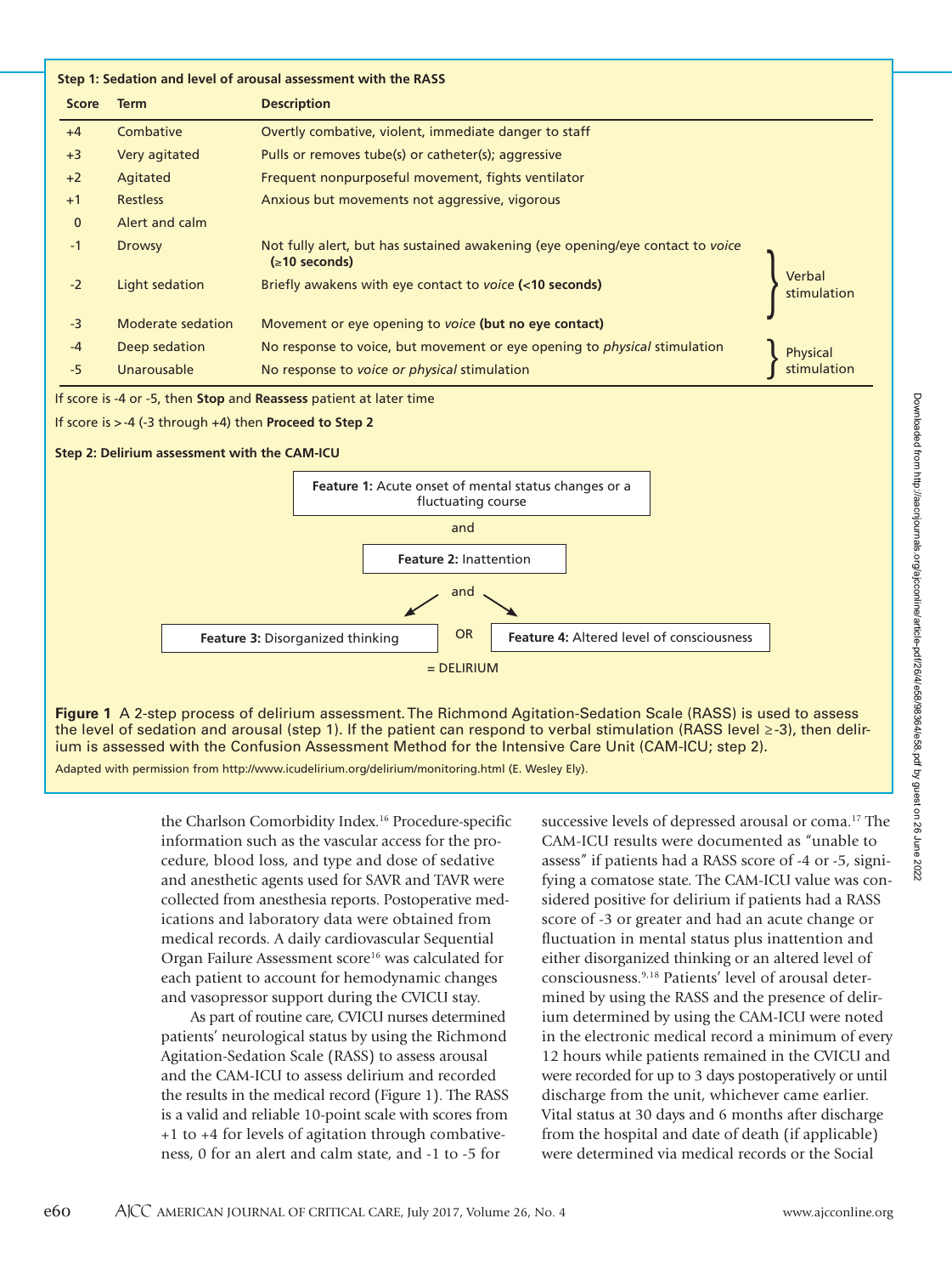**Step 1: Sedation and level of arousal assessment with the RASS**

| Score | Term | Description | |
|---|---|---|---|
| +4 | Combative | Overtly combative, violent, immediate danger to staff | |
| +3 | Very agitated | Pulls or removes tube(s) or catheter(s); aggressive | |
| +2 | Agitated | Frequent nonpurposeful movement, fights ventilator | |
| +1 | Restless | Anxious but movements not aggressive, vigorous | |
| 0 | Alert and calm | | |
| -1 | Drowsy | Not fully alert, but has sustained awakening (eye opening/eye contact to *voice* **(≥10 seconds)** | Verbal stimulation |
| -2 | Light sedation | Briefly awakens with eye contact to *voice* **(<10 seconds)** | Verbal stimulation |
| -3 | Moderate sedation | Movement or eye opening to *voice* **(but no eye contact)** | Verbal stimulation |
| -4 | Deep sedation | No response to voice, but movement or eye opening to *physical* stimulation | Physical stimulation |
| -5 | Unarousable | No response to *voice or physical* stimulation | Physical stimulation |

If score is -4 or -5, then **Stop** and **Reassess** patient at later time

If score is >-4 (-3 through +4) then **Proceed to Step 2**

**Step 2: Delirium assessment with the CAM-ICU**

**Feature 1:** Acute onset of mental status changes or a fluctuating course

and

**Feature 2:** Inattention

and

**Feature 3:** Disorganized thinking OR **Feature 4:** Altered level of consciousness

= DELIRIUM

**Figure 1** A 2-step process of delirium assessment. The Richmond Agitation-Sedation Scale (RASS) is used to assess the level of sedation and arousal (step 1). If the patient can respond to verbal stimulation (RASS level ≥-3), then delirium is assessed with the Confusion Assessment Method for the Intensive Care Unit (CAM-ICU; step 2).

Adapted with permission from http://www.icudelirium.org/delirium/monitoring.html (E. Wesley Ely).

the Charlson Comorbidity Index.[16] Procedure-specific information such as the vascular access for the procedure, blood loss, and type and dose of sedative and anesthetic agents used for SAVR and TAVR were collected from anesthesia reports. Postoperative medications and laboratory data were obtained from medical records. A daily cardiovascular Sequential Organ Failure Assessment score[16] was calculated for each patient to account for hemodynamic changes and vasopressor support during the CVICU stay.

As part of routine care, CVICU nurses determined patients' neurological status by using the Richmond Agitation-Sedation Scale (RASS) to assess arousal and the CAM-ICU to assess delirium and recorded the results in the medical record (Figure 1). The RASS is a valid and reliable 10-point scale with scores from +1 to +4 for levels of agitation through combativeness, 0 for an alert and calm state, and -1 to -5 for successive levels of depressed arousal or coma.[17] The CAM-ICU results were documented as "unable to assess" if patients had a RASS score of -4 or -5, signifying a comatose state. The CAM-ICU value was considered positive for delirium if patients had a RASS score of -3 or greater and had an acute change or fluctuation in mental status plus inattention and either disorganized thinking or an altered level of consciousness.[9,18] Patients' level of arousal determined by using the RASS and the presence of delirium determined by using the CAM-ICU were noted in the electronic medical record a minimum of every 12 hours while patients remained in the CVICU and were recorded for up to 3 days postoperatively or until discharge from the unit, whichever came earlier. Vital status at 30 days and 6 months after discharge from the hospital and date of death (if applicable) were determined via medical records or the Social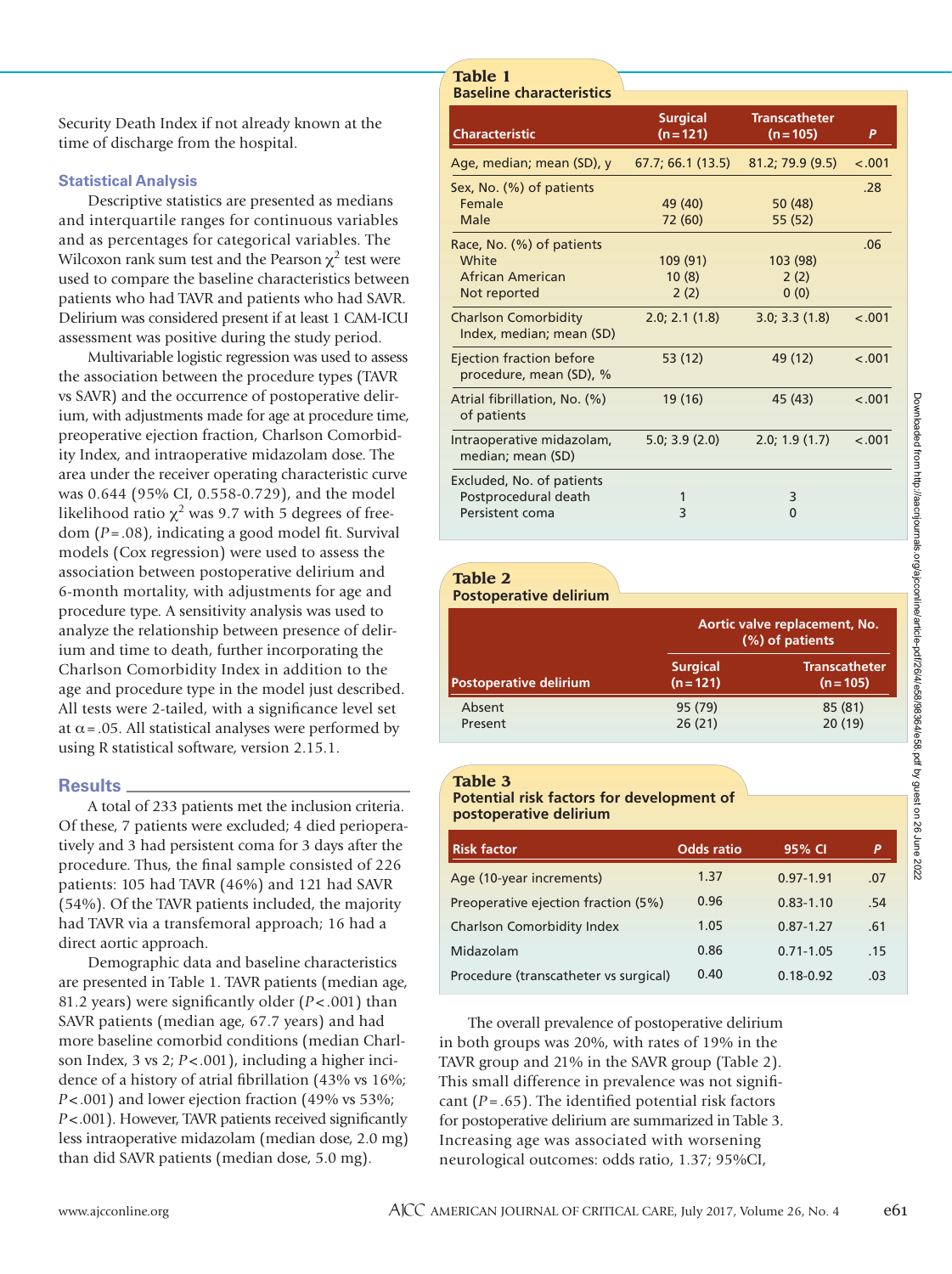Security Death Index if not already known at the time of discharge from the hospital.

### Statistical Analysis

Descriptive statistics are presented as medians and interquartile ranges for continuous variables and as percentages for categorical variables. The Wilcoxon rank sum test and the Pearson $\chi^2$ test were used to compare the baseline characteristics between patients who had TAVR and patients who had SAVR. Delirium was considered present if at least 1 CAM-ICU assessment was positive during the study period.

Multivariable logistic regression was used to assess the association between the procedure types (TAVR vs SAVR) and the occurrence of postoperative delirium, with adjustments made for age at procedure time, preoperative ejection fraction, Charlson Comorbidity Index, and intraoperative midazolam dose. The area under the receiver operating characteristic curve was 0.644 (95% CI, 0.558-0.729), and the model likelihood ratio $\chi^2$ was 9.7 with 5 degrees of freedom ($P = .08$), indicating a good model fit. Survival models (Cox regression) were used to assess the association between postoperative delirium and 6-month mortality, with adjustments for age and procedure type. A sensitivity analysis was used to analyze the relationship between presence of delirium and time to death, further incorporating the Charlson Comorbidity Index in addition to the age and procedure type in the model just described. All tests were 2-tailed, with a significance level set at $\alpha = .05$. All statistical analyses were performed by using R statistical software, version 2.15.1.

## Results

A total of 233 patients met the inclusion criteria. Of these, 7 patients were excluded; 4 died perioperatively and 3 had persistent coma for 3 days after the procedure. Thus, the final sample consisted of 226 patients: 105 had TAVR (46%) and 121 had SAVR (54%). Of the TAVR patients included, the majority had TAVR via a transfemoral approach; 16 had a direct aortic approach.

Demographic data and baseline characteristics are presented in Table 1. TAVR patients (median age, 81.2 years) were significantly older ($P < .001$) than SAVR patients (median age, 67.7 years) and had more baseline comorbid conditions (median Charlson Index, 3 vs 2; $P < .001$), including a higher incidence of a history of atrial fibrillation (43% vs 16%; $P < .001$) and lower ejection fraction (49% vs 53%; $P < .001$). However, TAVR patients received significantly less intraoperative midazolam (median dose, 2.0 mg) than did SAVR patients (median dose, 5.0 mg).

**Table 1**
**Baseline characteristics**

| Characteristic | Surgical (n = 121) | Transcatheter (n = 105) | P |
|---|---|---|---|
| Age, median; mean (SD), y | 67.7; 66.1 (13.5) | 81.2; 79.9 (9.5) | <.001 |
| Sex, No. (%) of patients | | | .28 |
| Female | 49 (40) | 50 (48) | |
| Male | 72 (60) | 55 (52) | |
| Race, No. (%) of patients | | | .06 |
| White | 109 (91) | 103 (98) | |
| African American | 10 (8) | 2 (2) | |
| Not reported | 2 (2) | 0 (0) | |
| Charlson Comorbidity Index, median; mean (SD) | 2.0; 2.1 (1.8) | 3.0; 3.3 (1.8) | <.001 |
| Ejection fraction before procedure, mean (SD), % | 53 (12) | 49 (12) | <.001 |
| Atrial fibrillation, No. (%) of patients | 19 (16) | 45 (43) | <.001 |
| Intraoperative midazolam, median; mean (SD) | 5.0; 3.9 (2.0) | 2.0; 1.9 (1.7) | <.001 |
| Excluded, No. of patients | | | |
| Postprocedural death | 1 | 3 | |
| Persistent coma | 3 | 0 | |

**Table 2**
**Postoperative delirium**

| | Aortic valve replacement, No. (%) of patients | |
|---|---|---|
| Postoperative delirium | Surgical (n = 121) | Transcatheter (n = 105) |
| Absent | 95 (79) | 85 (81) |
| Present | 26 (21) | 20 (19) |

**Table 3**
**Potential risk factors for development of postoperative delirium**

| Risk factor | Odds ratio | 95% CI | P |
|---|---|---|---|
| Age (10-year increments) | 1.37 | 0.97-1.91 | .07 |
| Preoperative ejection fraction (5%) | 0.96 | 0.83-1.10 | .54 |
| Charlson Comorbidity Index | 1.05 | 0.87-1.27 | .61 |
| Midazolam | 0.86 | 0.71-1.05 | .15 |
| Procedure (transcatheter vs surgical) | 0.40 | 0.18-0.92 | .03 |

The overall prevalence of postoperative delirium in both groups was 20%, with rates of 19% in the TAVR group and 21% in the SAVR group (Table 2). This small difference in prevalence was not significant ($P = .65$). The identified potential risk factors for postoperative delirium are summarized in Table 3. Increasing age was associated with worsening neurological outcomes: odds ratio, 1.37; 95%CI,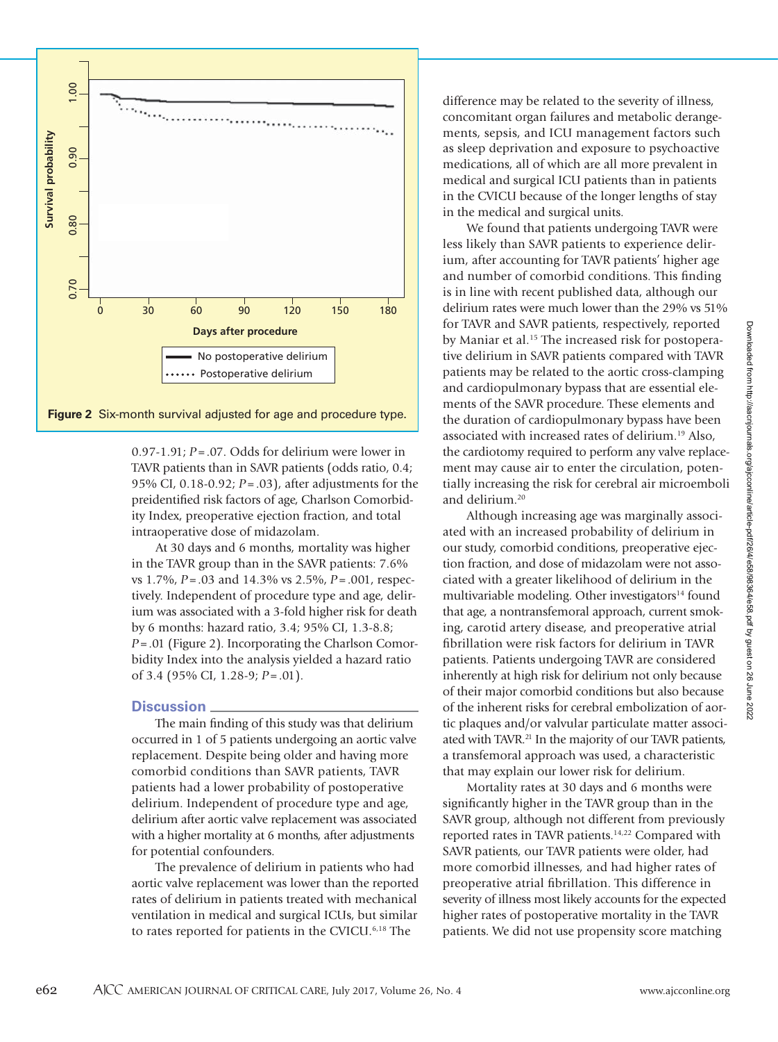**Figure 2** Six-month survival adjusted for age and procedure type.

0.97-1.91; $P = .07$. Odds for delirium were lower in TAVR patients than in SAVR patients (odds ratio, 0.4; 95% CI, 0.18-0.92; $P = .03$), after adjustments for the preidentified risk factors of age, Charlson Comorbidity Index, preoperative ejection fraction, and total intraoperative dose of midazolam.

At 30 days and 6 months, mortality was higher in the TAVR group than in the SAVR patients: 7.6% vs 1.7%, $P = .03$ and 14.3% vs 2.5%, $P = .001$, respectively. Independent of procedure type and age, delirium was associated with a 3-fold higher risk for death by 6 months: hazard ratio, 3.4; 95% CI, 1.3-8.8; $P = .01$ (Figure 2). Incorporating the Charlson Comorbidity Index into the analysis yielded a hazard ratio of 3.4 (95% CI, 1.28-9; $P = .01$).

## Discussion

The main finding of this study was that delirium occurred in 1 of 5 patients undergoing an aortic valve replacement. Despite being older and having more comorbid conditions than SAVR patients, TAVR patients had a lower probability of postoperative delirium. Independent of procedure type and age, delirium after aortic valve replacement was associated with a higher mortality at 6 months, after adjustments for potential confounders.

The prevalence of delirium in patients who had aortic valve replacement was lower than the reported rates of delirium in patients treated with mechanical ventilation in medical and surgical ICUs, but similar to rates reported for patients in the CVICU.[6,18] The difference may be related to the severity of illness, concomitant organ failures and metabolic derangements, sepsis, and ICU management factors such as sleep deprivation and exposure to psychoactive medications, all of which are all more prevalent in medical and surgical ICU patients than in patients in the CVICU because of the longer lengths of stay in the medical and surgical units.

We found that patients undergoing TAVR were less likely than SAVR patients to experience delirium, after accounting for TAVR patients' higher age and number of comorbid conditions. This finding is in line with recent published data, although our delirium rates were much lower than the 29% vs 51% for TAVR and SAVR patients, respectively, reported by Maniar et al.[15] The increased risk for postoperative delirium in SAVR patients compared with TAVR patients may be related to the aortic cross-clamping and cardiopulmonary bypass that are essential elements of the SAVR procedure. These elements and the duration of cardiopulmonary bypass have been associated with increased rates of delirium.[19] Also, the cardiotomy required to perform any valve replacement may cause air to enter the circulation, potentially increasing the risk for cerebral air microemboli and delirium.[20]

Although increasing age was marginally associated with an increased probability of delirium in our study, comorbid conditions, preoperative ejection fraction, and dose of midazolam were not associated with a greater likelihood of delirium in the multivariable modeling. Other investigators[14] found that age, a nontransfemoral approach, current smoking, carotid artery disease, and preoperative atrial fibrillation were risk factors for delirium in TAVR patients. Patients undergoing TAVR are considered inherently at high risk for delirium not only because of their major comorbid conditions but also because of the inherent risks for cerebral embolization of aortic plaques and/or valvular particulate matter associated with TAVR.[21] In the majority of our TAVR patients, a transfemoral approach was used, a characteristic that may explain our lower risk for delirium.

Mortality rates at 30 days and 6 months were significantly higher in the TAVR group than in the SAVR group, although not different from previously reported rates in TAVR patients.[14,22] Compared with SAVR patients, our TAVR patients were older, had more comorbid illnesses, and had higher rates of preoperative atrial fibrillation. This difference in severity of illness most likely accounts for the expected higher rates of postoperative mortality in the TAVR patients. We did not use propensity score matching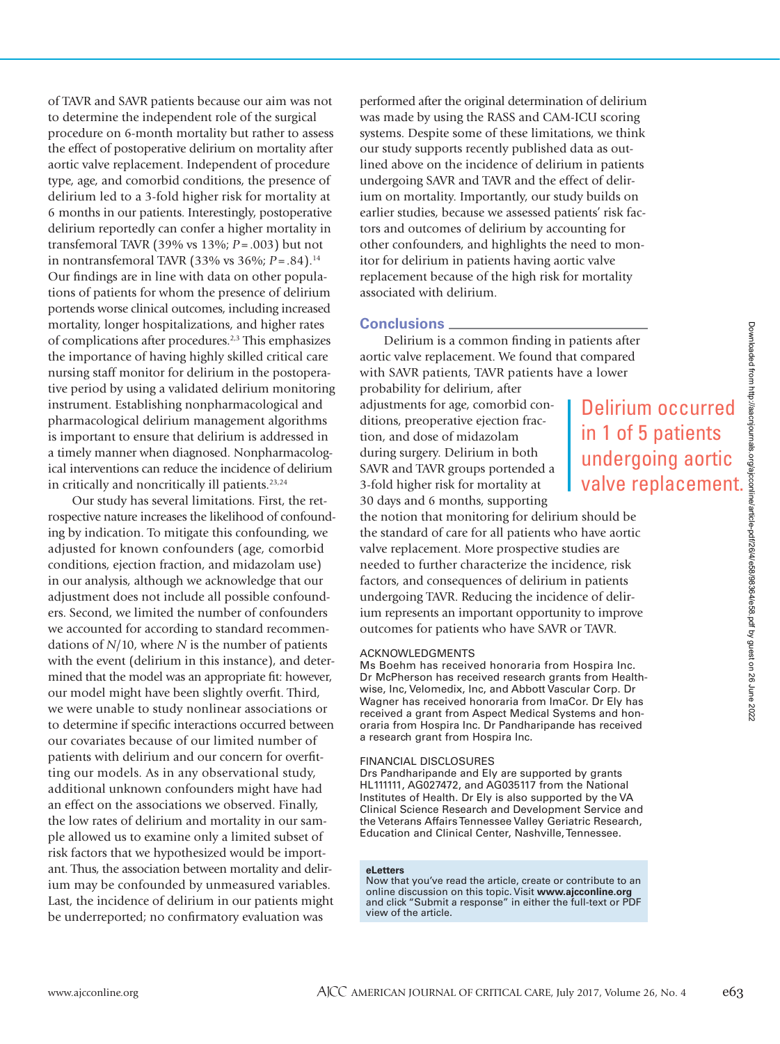of TAVR and SAVR patients because our aim was not to determine the independent role of the surgical procedure on 6-month mortality but rather to assess the effect of postoperative delirium on mortality after aortic valve replacement. Independent of procedure type, age, and comorbid conditions, the presence of delirium led to a 3-fold higher risk for mortality at 6 months in our patients. Interestingly, postoperative delirium reportedly can confer a higher mortality in transfemoral TAVR (39% vs 13%; $P = .003$) but not in nontransfemoral TAVR (33% vs 36%; $P = .84$).[14] Our findings are in line with data on other populations of patients for whom the presence of delirium portends worse clinical outcomes, including increased mortality, longer hospitalizations, and higher rates of complications after procedures.[2,3] This emphasizes the importance of having highly skilled critical care nursing staff monitor for delirium in the postoperative period by using a validated delirium monitoring instrument. Establishing nonpharmacological and pharmacological delirium management algorithms is important to ensure that delirium is addressed in a timely manner when diagnosed. Nonpharmacological interventions can reduce the incidence of delirium in critically and noncritically ill patients.[23,24]

Our study has several limitations. First, the retrospective nature increases the likelihood of confounding by indication. To mitigate this confounding, we adjusted for known confounders (age, comorbid conditions, ejection fraction, and midazolam use) in our analysis, although we acknowledge that our adjustment does not include all possible confounders. Second, we limited the number of confounders we accounted for according to standard recommendations of $N/10$, where $N$ is the number of patients with the event (delirium in this instance), and determined that the model was an appropriate fit: however, our model might have been slightly overfit. Third, we were unable to study nonlinear associations or to determine if specific interactions occurred between our covariates because of our limited number of patients with delirium and our concern for overfitting our models. As in any observational study, additional unknown confounders might have had an effect on the associations we observed. Finally, the low rates of delirium and mortality in our sample allowed us to examine only a limited subset of risk factors that we hypothesized would be important. Thus, the association between mortality and delirium may be confounded by unmeasured variables. Last, the incidence of delirium in our patients might be underreported; no confirmatory evaluation was performed after the original determination of delirium was made by using the RASS and CAM-ICU scoring systems. Despite some of these limitations, we think our study supports recently published data as outlined above on the incidence of delirium in patients undergoing SAVR and TAVR and the effect of delirium on mortality. Importantly, our study builds on earlier studies, because we assessed patients' risk factors and outcomes of delirium by accounting for other confounders, and highlights the need to monitor for delirium in patients having aortic valve replacement because of the high risk for mortality associated with delirium.

## Conclusions

Delirium is a common finding in patients after aortic valve replacement. We found that compared with SAVR patients, TAVR patients have a lower probability for delirium, after adjustments for age, comorbid conditions, preoperative ejection fraction, and dose of midazolam during surgery. Delirium in both SAVR and TAVR groups portended a 3-fold higher risk for mortality at 30 days and 6 months, supporting the notion that monitoring for delirium should be the standard of care for all patients who have aortic valve replacement. More prospective studies are needed to further characterize the incidence, risk factors, and consequences of delirium in patients undergoing TAVR. Reducing the incidence of delirium represents an important opportunity to improve outcomes for patients who have SAVR or TAVR.

> Delirium occurred in 1 of 5 patients undergoing aortic valve replacement.

ACKNOWLEDGMENTS
Ms Boehm has received honoraria from Hospira Inc. Dr McPherson has received research grants from Healthwise, Inc, Velomedix, Inc, and Abbott Vascular Corp. Dr Wagner has received honoraria from ImaCor. Dr Ely has received a grant from Aspect Medical Systems and honoraria from Hospira Inc. Dr Pandharipande has received a research grant from Hospira Inc.

FINANCIAL DISCLOSURES
Drs Pandharipande and Ely are supported by grants HL111111, AG027472, and AG035117 from the National Institutes of Health. Dr Ely is also supported by the VA Clinical Science Research and Development Service and the Veterans Affairs Tennessee Valley Geriatric Research, Education and Clinical Center, Nashville, Tennessee.

**eLetters**
Now that you've read the article, create or contribute to an online discussion on this topic. Visit **www.ajcconline.org** and click "Submit a response" in either the full-text or PDF view of the article.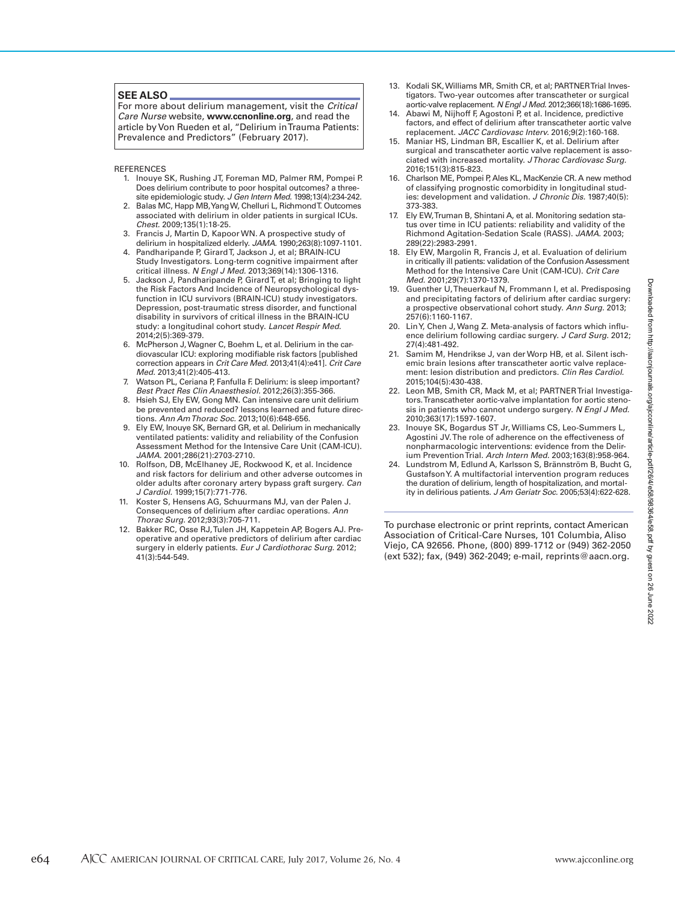## SEE ALSO

For more about delirium management, visit the *Critical Care Nurse* website, **www.ccnonline.org**, and read the article by Von Rueden et al, "Delirium in Trauma Patients: Prevalence and Predictors" (February 2017).

REFERENCES

1. Inouye SK, Rushing JT, Foreman MD, Palmer RM, Pompei P. Does delirium contribute to poor hospital outcomes? a three-site epidemiologic study. *J Gen Intern Med.* 1998;13(4):234-242.
2. Balas MC, Happ MB, Yang W, Chelluri L, Richmond T. Outcomes associated with delirium in older patients in surgical ICUs. *Chest.* 2009;135(1):18-25.
3. Francis J, Martin D, Kapoor WN. A prospective study of delirium in hospitalized elderly. *JAMA.* 1990;263(8):1097-1101.
4. Pandharipande P, Girard T, Jackson J, et al; BRAIN-ICU Study Investigators. Long-term cognitive impairment after critical illness. *N Engl J Med.* 2013;369(14):1306-1316.
5. Jackson J, Pandharipande P, Girard T, et al; Bringing to light the Risk Factors And Incidence of Neuropsychological dysfunction in ICU survivors (BRAIN-ICU) study investigators. Depression, post-traumatic stress disorder, and functional disability in survivors of critical illness in the BRAIN-ICU study: a longitudinal cohort study. *Lancet Respir Med.* 2014;2(5):369-379.
6. McPherson J, Wagner C, Boehm L, et al. Delirium in the cardiovascular ICU: exploring modifiable risk factors [published correction appears in *Crit Care Med.* 2013;41(4):e41]. *Crit Care Med.* 2013;41(2):405-413.
7. Watson PL, Ceriana P, Fanfulla F. Delirium: is sleep important? *Best Pract Res Clin Anaesthesiol.* 2012;26(3):355-366.
8. Hsieh SJ, Ely EW, Gong MN. Can intensive care unit delirium be prevented and reduced? lessons learned and future directions. *Ann Am Thorac Soc.* 2013;10(6):648-656.
9. Ely EW, Inouye SK, Bernard GR, et al. Delirium in mechanically ventilated patients: validity and reliability of the Confusion Assessment Method for the Intensive Care Unit (CAM-ICU). *JAMA.* 2001;286(21):2703-2710.
10. Rolfson, DB, McElhaney JE, Rockwood K, et al. Incidence and risk factors for delirium and other adverse outcomes in older adults after coronary artery bypass graft surgery. *Can J Cardiol.* 1999;15(7):771-776.
11. Koster S, Hensens AG, Schuurmans MJ, van der Palen J. Consequences of delirium after cardiac operations. *Ann Thorac Surg.* 2012;93(3):705-711.
12. Bakker RC, Osse RJ, Tulen JH, Kappetein AP, Bogers AJ. Preoperative and operative predictors of delirium after cardiac surgery in elderly patients. *Eur J Cardiothorac Surg.* 2012; 41(3):544-549.
13. Kodali SK, Williams MR, Smith CR, et al; PARTNER Trial Investigators. Two-year outcomes after transcatheter or surgical aortic-valve replacement. *N Engl J Med.* 2012;366(18):1686-1695.
14. Abawi M, Nijhoff F, Agostoni P, et al. Incidence, predictive factors, and effect of delirium after transcatheter aortic valve replacement. *JACC Cardiovasc Interv.* 2016;9(2):160-168.
15. Maniar HS, Lindman BR, Escallier K, et al. Delirium after surgical and transcatheter aortic valve replacement is associated with increased mortality. *J Thorac Cardiovasc Surg.* 2016;151(3):815-823.
16. Charlson ME, Pompei P, Ales KL, MacKenzie CR. A new method of classifying prognostic comorbidity in longitudinal studies: development and validation. *J Chronic Dis.* 1987;40(5): 373-383.
17. Ely EW, Truman B, Shintani A, et al. Monitoring sedation status over time in ICU patients: reliability and validity of the Richmond Agitation-Sedation Scale (RASS). *JAMA.* 2003; 289(22):2983-2991.
18. Ely EW, Margolin R, Francis J, et al. Evaluation of delirium in critically ill patients: validation of the Confusion Assessment Method for the Intensive Care Unit (CAM-ICU). *Crit Care Med.* 2001;29(7):1370-1379.
19. Guenther U, Theuerkauf N, Frommann I, et al. Predisposing and precipitating factors of delirium after cardiac surgery: a prospective observational cohort study. *Ann Surg.* 2013; 257(6):1160-1167.
20. Lin Y, Chen J, Wang Z. Meta-analysis of factors which influence delirium following cardiac surgery. *J Card Surg.* 2012; 27(4):481-492.
21. Samim M, Hendrikse J, van der Worp HB, et al. Silent ischemic brain lesions after transcatheter aortic valve replacement: lesion distribution and predictors. *Clin Res Cardiol.* 2015;104(5):430-438.
22. Leon MB, Smith CR, Mack M, et al; PARTNER Trial Investigators. Transcatheter aortic-valve implantation for aortic stenosis in patients who cannot undergo surgery. *N Engl J Med.* 2010;363(17):1597-1607.
23. Inouye SK, Bogardus ST Jr, Williams CS, Leo-Summers L, Agostini JV. The role of adherence on the effectiveness of nonpharmacologic interventions: evidence from the Delirium Prevention Trial. *Arch Intern Med.* 2003;163(8):958-964.
24. Lundstrom M, Edlund A, Karlsson S, Brännström B, Bucht G, Gustafson Y. A multifactorial intervention program reduces the duration of delirium, length of hospitalization, and mortality in delirious patients. *J Am Geriatr Soc.* 2005;53(4):622-628.

To purchase electronic or print reprints, contact American Association of Critical-Care Nurses, 101 Columbia, Aliso Viejo, CA 92656. Phone, (800) 899-1712 or (949) 362-2050 (ext 532); fax, (949) 362-2049; e-mail, reprints@aacn.org.